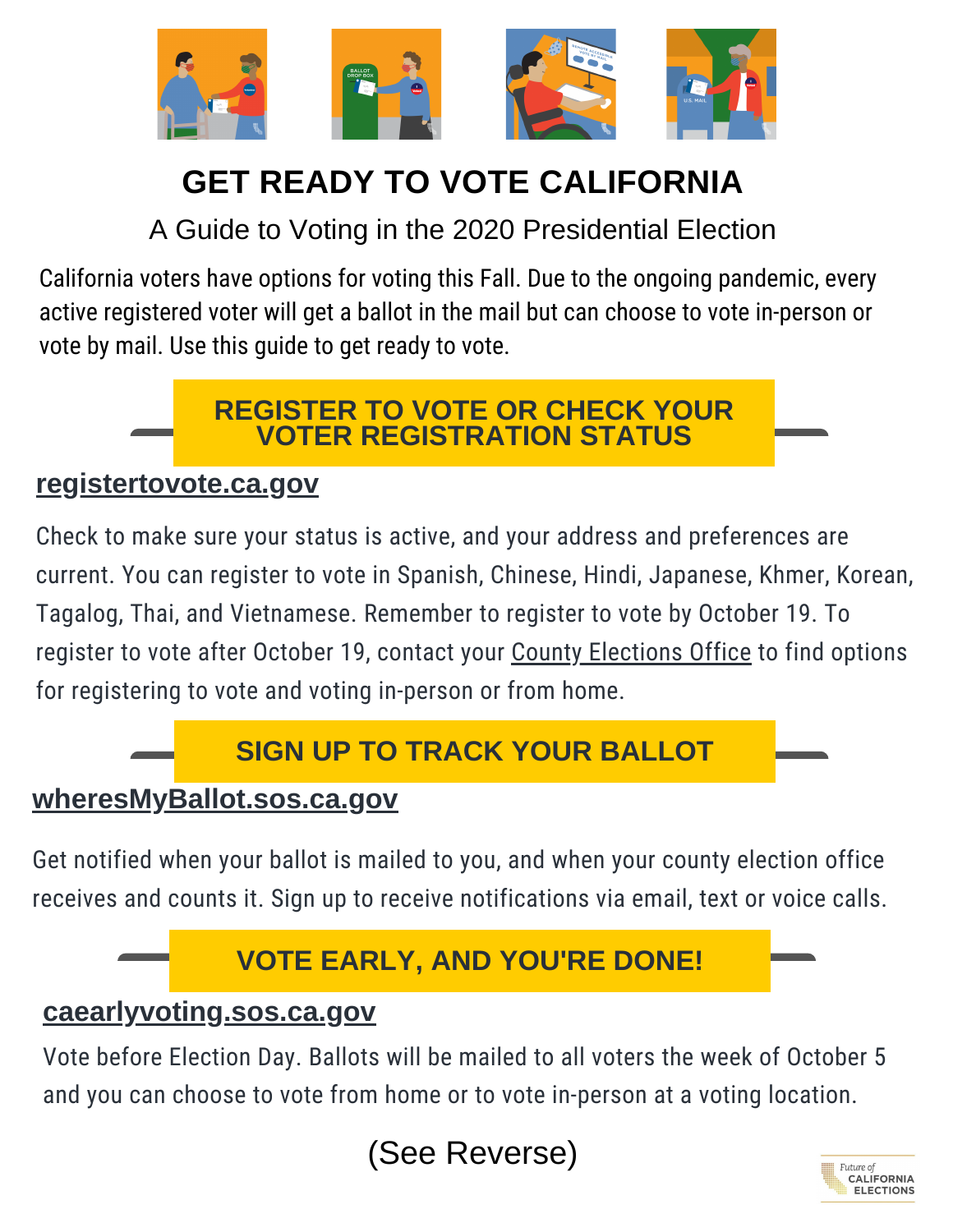# GET READY TO VOTE CALIFORNIA

## A Guide to Voting in the 2020 Presidential Election

California voters have options for voting this Fall. Due to the ongoing pandemic, every active registered voter will get a ballot in the mail but can choose to vote in-person or vote by mail. Use this guide to get ready to vote.

## REGISTER TO VOTE OR CHECK YOUR VOTER REGISTRATION STATUS

**registertovote.ca.gov**

Check to make sure your status is active, and your address and preferences are current. You can register to vote in Spanish, Chinese, Hindi, Japanese, Khmer, Korean, Tagalog, Thai, and Vietnamese. Remember to register to vote by October 19. To register to vote after October 19, contact your County Elections Office to find options for registering to vote and voting in-person or from home.

## SIGN UP TO TRACK YOUR BALLOT

**wheresMyBallot.sos.ca.gov**

Get notified when your ballot is mailed to you, and when your county election office receives and counts it. Sign up to receive notifications via email, text or voice calls.

## VOTE EARLY, AND YOU'RE DONE!

**caearlyvoting.sos.ca.gov**

Vote before Election Day. Ballots will be mailed to all voters the week of October 5 and you can choose to vote from home or to vote in-person at a voting location.

(See Reverse)

Future of CALIFORNIA ELECTIONS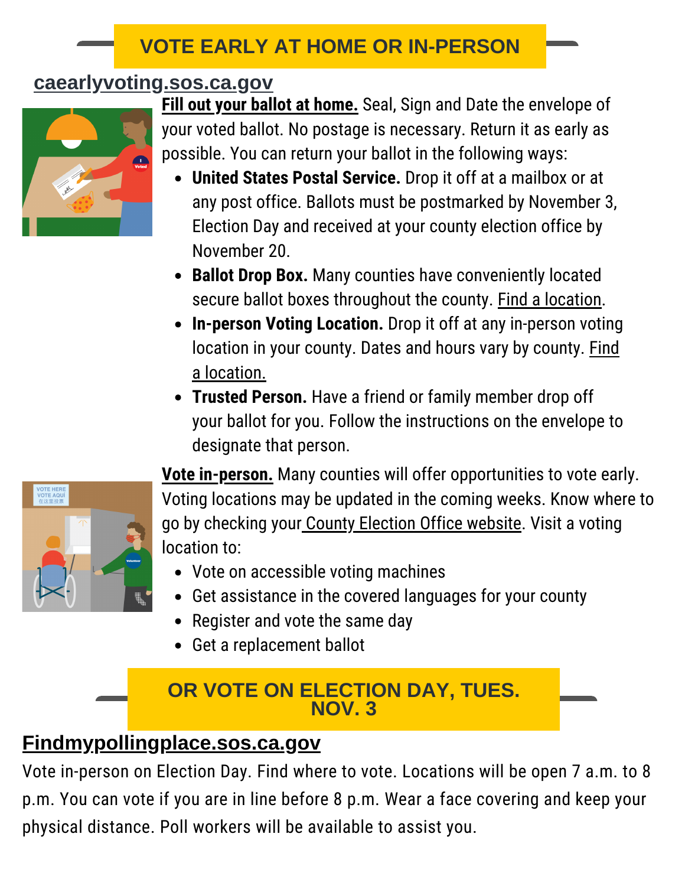## VOTE EARLY AT HOME OR IN-PERSON

**caearlyvoting.sos.ca.gov**

**Fill out your ballot at home.** Seal, Sign and Date the envelope of your voted ballot. No postage is necessary. Return it as early as possible. You can return your ballot in the following ways:

- **United States Postal Service.** Drop it off at a mailbox or at any post office. Ballots must be postmarked by November 3, Election Day and received at your county election office by November 20.
- **Ballot Drop Box.** Many counties have conveniently located secure ballot boxes throughout the county. Find a location.
- **In-person Voting Location.** Drop it off at any in-person voting location in your county. Dates and hours vary by county. Find a location.
- **Trusted Person.** Have a friend or family member drop off your ballot for you. Follow the instructions on the envelope to designate that person.

**Vote in-person.** Many counties will offer opportunities to vote early. Voting locations may be updated in the coming weeks. Know where to go by checking your County Election Office website. Visit a voting location to:

- Vote on accessible voting machines
- Get assistance in the covered languages for your county
- Register and vote the same day
- Get a replacement ballot

## OR VOTE ON ELECTION DAY, TUES. NOV. 3

**Findmypollingplace.sos.ca.gov**

Vote in-person on Election Day. Find where to vote. Locations will be open 7 a.m. to 8 p.m. You can vote if you are in line before 8 p.m. Wear a face covering and keep your physical distance. Poll workers will be available to assist you.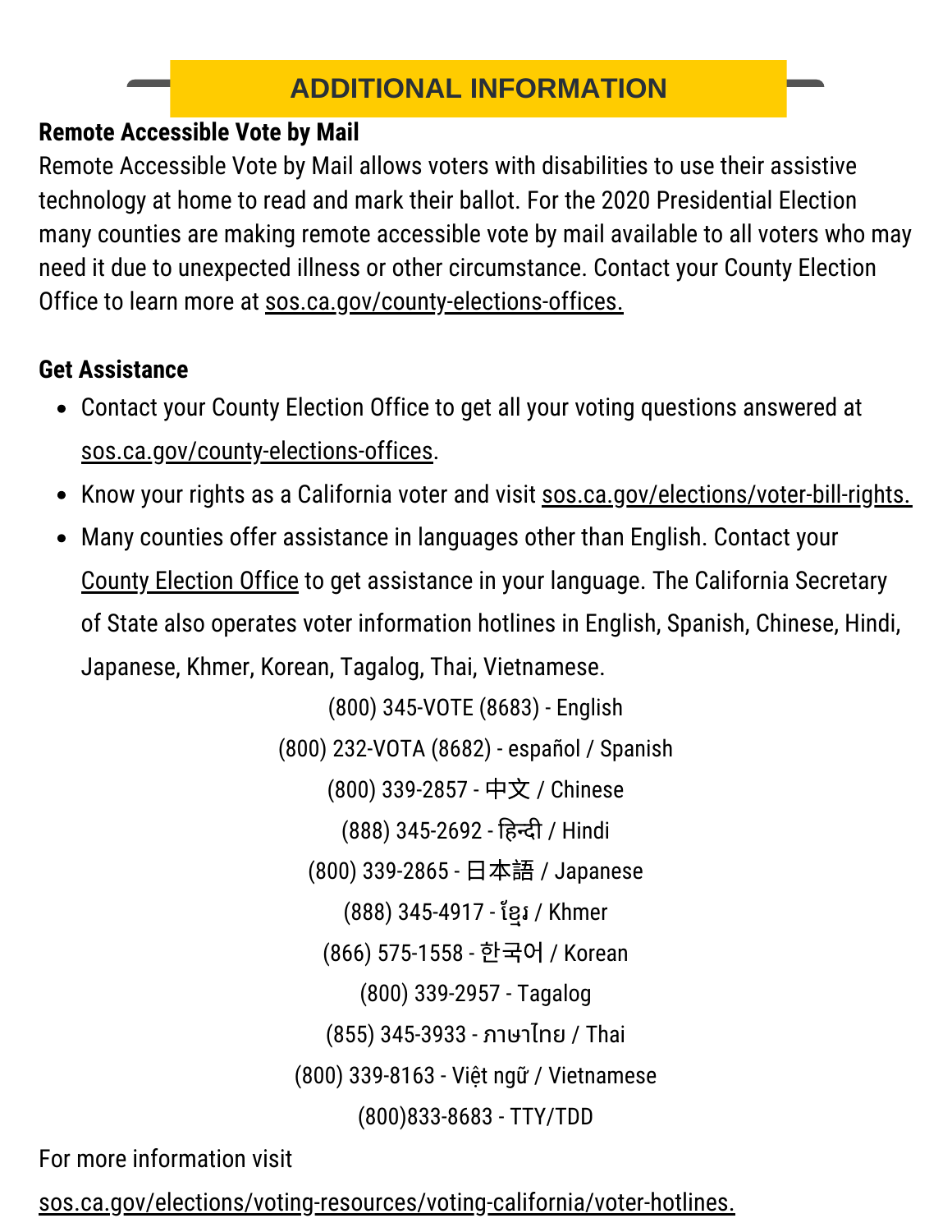## ADDITIONAL INFORMATION

**Remote Accessible Vote by Mail**

Remote Accessible Vote by Mail allows voters with disabilities to use their assistive technology at home to read and mark their ballot. For the 2020 Presidential Election many counties are making remote accessible vote by mail available to all voters who may need it due to unexpected illness or other circumstance. Contact your County Election Office to learn more at sos.ca.gov/county-elections-offices.

**Get Assistance**

- Contact your County Election Office to get all your voting questions answered at sos.ca.gov/county-elections-offices.
- Know your rights as a California voter and visit sos.ca.gov/elections/voter-bill-rights.
- Many counties offer assistance in languages other than English. Contact your County Election Office to get assistance in your language. The California Secretary of State also operates voter information hotlines in English, Spanish, Chinese, Hindi, Japanese, Khmer, Korean, Tagalog, Thai, Vietnamese.

(800) 345-VOTE (8683) - English

(800) 232-VOTA (8682) - español / Spanish

(800) 339-2857 - 中文 / Chinese

(888) 345-2692 - हिन्दी / Hindi

(800) 339-2865 - 日本語 / Japanese

(888) 345-4917 - ខ្មែរ / Khmer

(866) 575-1558 - 한국어 / Korean

(800) 339-2957 - Tagalog

(855) 345-3933 - ภาษาไทย / Thai

(800) 339-8163 - Việt ngữ / Vietnamese

(800)833-8683 - TTY/TDD

For more information visit

sos.ca.gov/elections/voting-resources/voting-california/voter-hotlines.